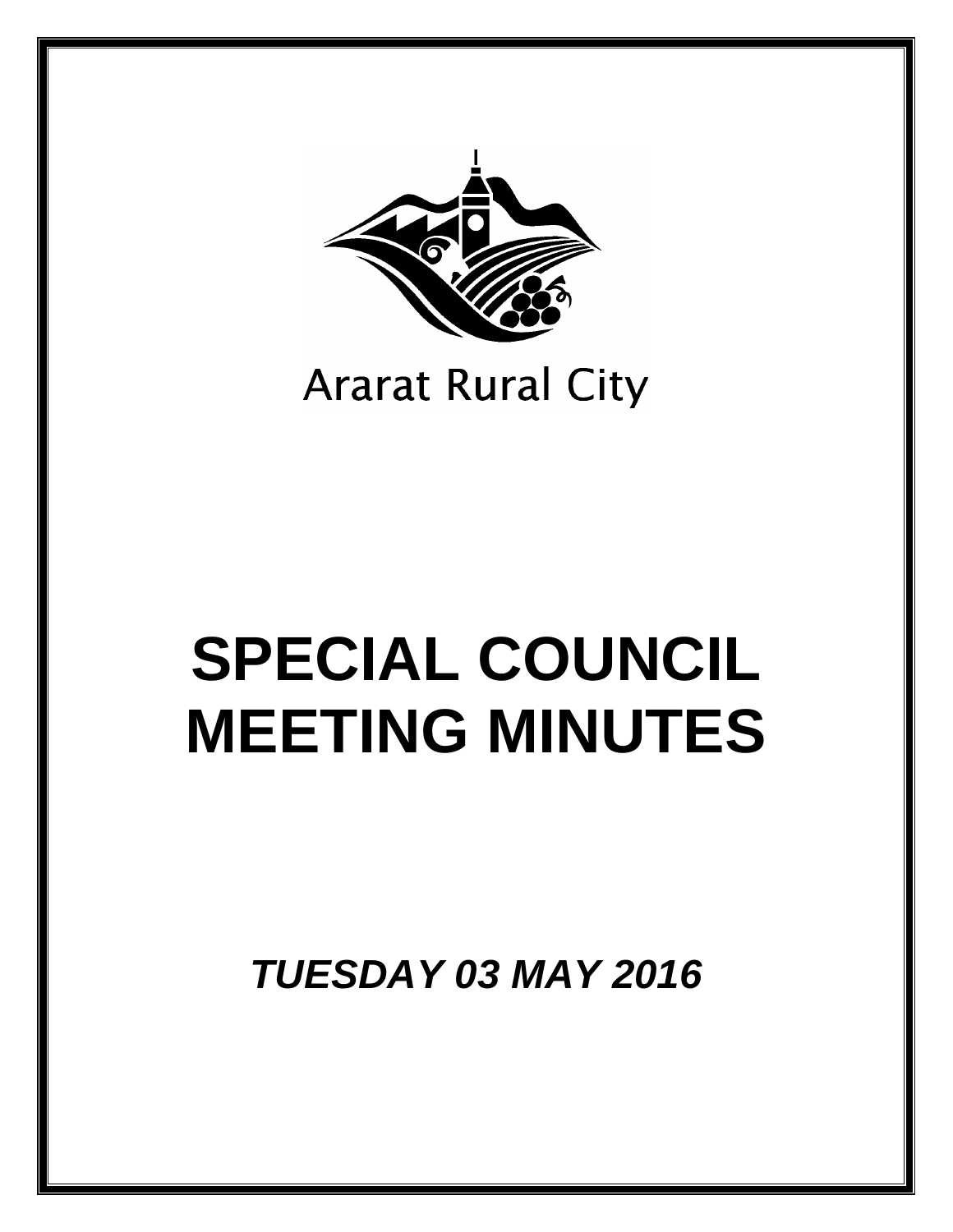Ararat Rural City

# SPECIAL COUNCIL MEETING MINUTES

***TUESDAY 03 MAY 2016***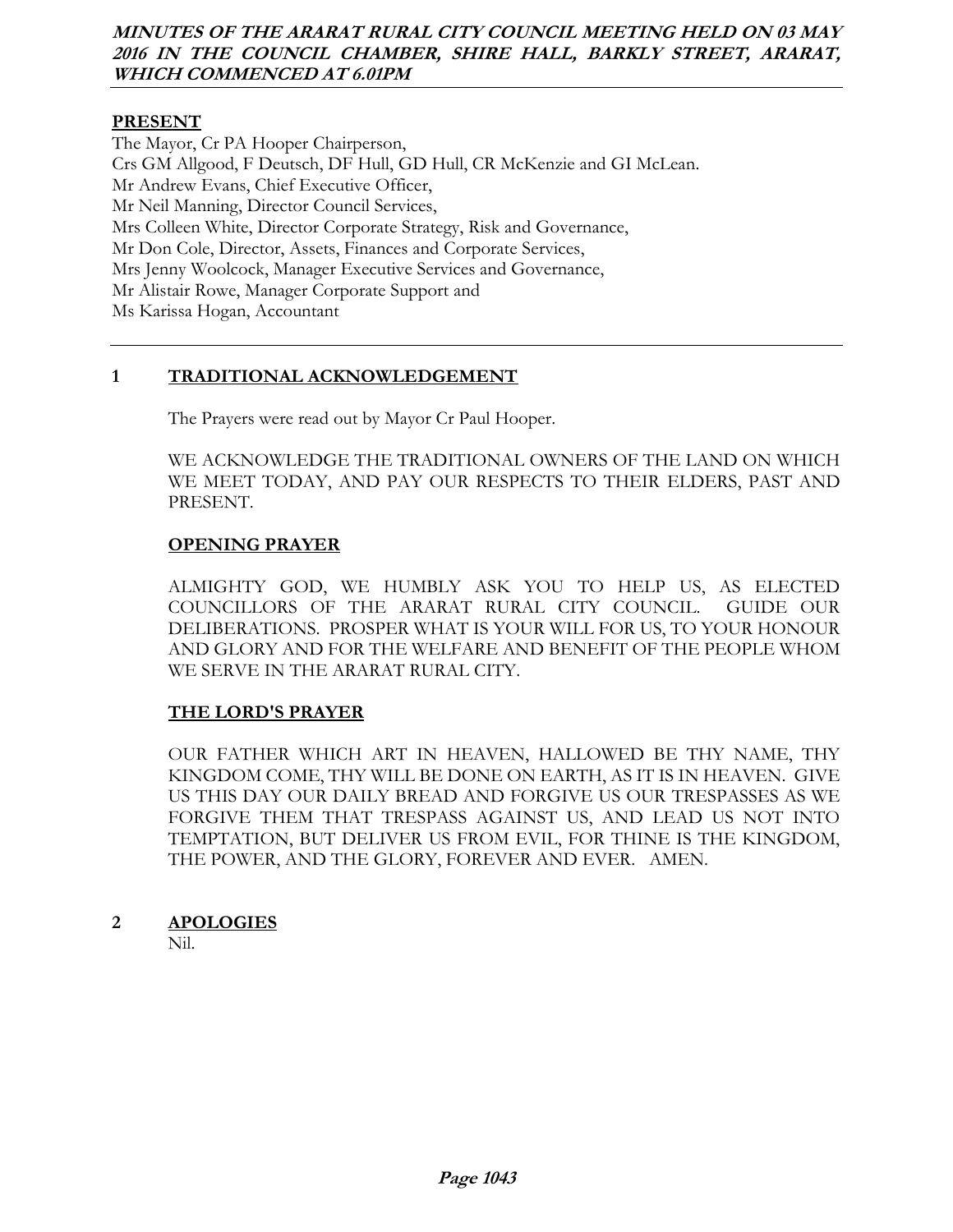***MINUTES OF THE ARARAT RURAL CITY COUNCIL MEETING HELD ON 03 MAY 2016 IN THE COUNCIL CHAMBER, SHIRE HALL, BARKLY STREET, ARARAT, WHICH COMMENCED AT 6.01PM***

**PRESENT**

The Mayor, Cr PA Hooper Chairperson,
Crs GM Allgood, F Deutsch, DF Hull, GD Hull, CR McKenzie and GI McLean.
Mr Andrew Evans, Chief Executive Officer,
Mr Neil Manning, Director Council Services,
Mrs Colleen White, Director Corporate Strategy, Risk and Governance,
Mr Don Cole, Director, Assets, Finances and Corporate Services,
Mrs Jenny Woolcock, Manager Executive Services and Governance,
Mr Alistair Rowe, Manager Corporate Support and
Ms Karissa Hogan, Accountant

## 1 TRADITIONAL ACKNOWLEDGEMENT

The Prayers were read out by Mayor Cr Paul Hooper.

WE ACKNOWLEDGE THE TRADITIONAL OWNERS OF THE LAND ON WHICH WE MEET TODAY, AND PAY OUR RESPECTS TO THEIR ELDERS, PAST AND PRESENT.

### OPENING PRAYER

ALMIGHTY GOD, WE HUMBLY ASK YOU TO HELP US, AS ELECTED COUNCILLORS OF THE ARARAT RURAL CITY COUNCIL. GUIDE OUR DELIBERATIONS. PROSPER WHAT IS YOUR WILL FOR US, TO YOUR HONOUR AND GLORY AND FOR THE WELFARE AND BENEFIT OF THE PEOPLE WHOM WE SERVE IN THE ARARAT RURAL CITY.

### THE LORD'S PRAYER

OUR FATHER WHICH ART IN HEAVEN, HALLOWED BE THY NAME, THY KINGDOM COME, THY WILL BE DONE ON EARTH, AS IT IS IN HEAVEN. GIVE US THIS DAY OUR DAILY BREAD AND FORGIVE US OUR TRESPASSES AS WE FORGIVE THEM THAT TRESPASS AGAINST US, AND LEAD US NOT INTO TEMPTATION, BUT DELIVER US FROM EVIL, FOR THINE IS THE KINGDOM, THE POWER, AND THE GLORY, FOREVER AND EVER. AMEN.

## 2 APOLOGIES

Nil.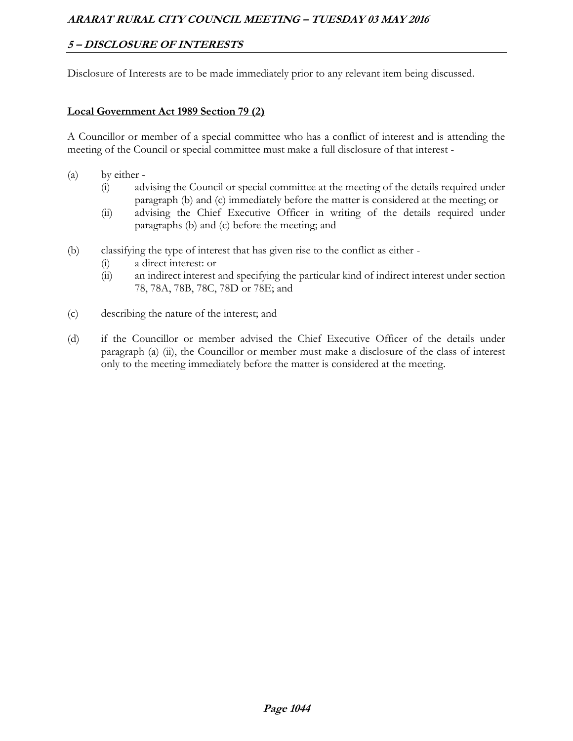## *5 – DISCLOSURE OF INTERESTS*

Disclosure of Interests are to be made immediately prior to any relevant item being discussed.

**Local Government Act 1989 Section 79 (2)**

A Councillor or member of a special committee who has a conflict of interest and is attending the meeting of the Council or special committee must make a full disclosure of that interest -

(a) by either -
  (i) advising the Council or special committee at the meeting of the details required under paragraph (b) and (c) immediately before the matter is considered at the meeting; or
  (ii) advising the Chief Executive Officer in writing of the details required under paragraphs (b) and (c) before the meeting; and

(b) classifying the type of interest that has given rise to the conflict as either -
  (i) a direct interest: or
  (ii) an indirect interest and specifying the particular kind of indirect interest under section 78, 78A, 78B, 78C, 78D or 78E; and

(c) describing the nature of the interest; and

(d) if the Councillor or member advised the Chief Executive Officer of the details under paragraph (a) (ii), the Councillor or member must make a disclosure of the class of interest only to the meeting immediately before the matter is considered at the meeting.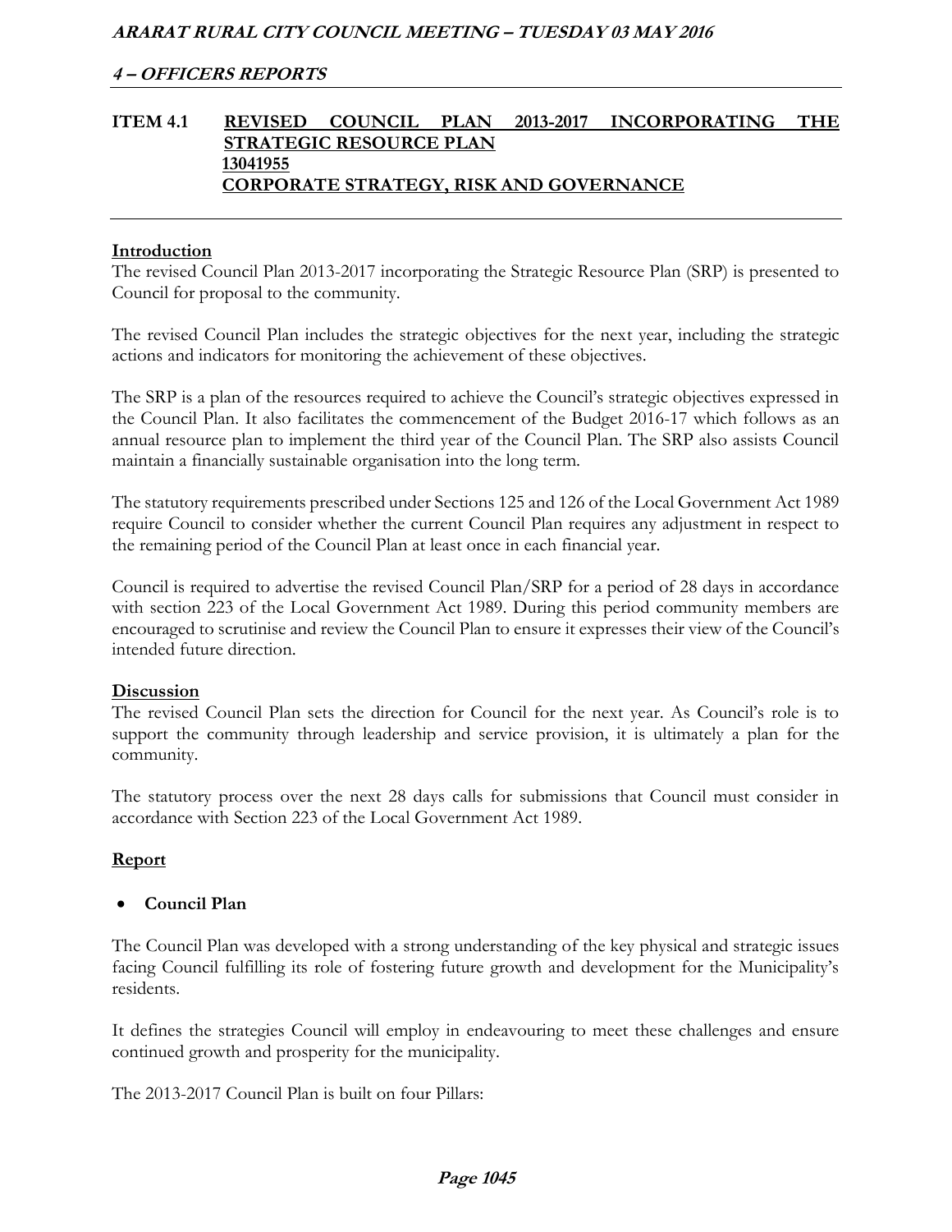## 4 – OFFICERS REPORTS

## ITEM 4.1 REVISED COUNCIL PLAN 2013-2017 INCORPORATING THE STRATEGIC RESOURCE PLAN
**13041955**
**CORPORATE STRATEGY, RISK AND GOVERNANCE**

### Introduction

The revised Council Plan 2013-2017 incorporating the Strategic Resource Plan (SRP) is presented to Council for proposal to the community.

The revised Council Plan includes the strategic objectives for the next year, including the strategic actions and indicators for monitoring the achievement of these objectives.

The SRP is a plan of the resources required to achieve the Council's strategic objectives expressed in the Council Plan. It also facilitates the commencement of the Budget 2016-17 which follows as an annual resource plan to implement the third year of the Council Plan. The SRP also assists Council maintain a financially sustainable organisation into the long term.

The statutory requirements prescribed under Sections 125 and 126 of the Local Government Act 1989 require Council to consider whether the current Council Plan requires any adjustment in respect to the remaining period of the Council Plan at least once in each financial year.

Council is required to advertise the revised Council Plan/SRP for a period of 28 days in accordance with section 223 of the Local Government Act 1989. During this period community members are encouraged to scrutinise and review the Council Plan to ensure it expresses their view of the Council's intended future direction.

### Discussion

The revised Council Plan sets the direction for Council for the next year. As Council's role is to support the community through leadership and service provision, it is ultimately a plan for the community.

The statutory process over the next 28 days calls for submissions that Council must consider in accordance with Section 223 of the Local Government Act 1989.

### Report

- **Council Plan**

The Council Plan was developed with a strong understanding of the key physical and strategic issues facing Council fulfilling its role of fostering future growth and development for the Municipality's residents.

It defines the strategies Council will employ in endeavouring to meet these challenges and ensure continued growth and prosperity for the municipality.

The 2013-2017 Council Plan is built on four Pillars: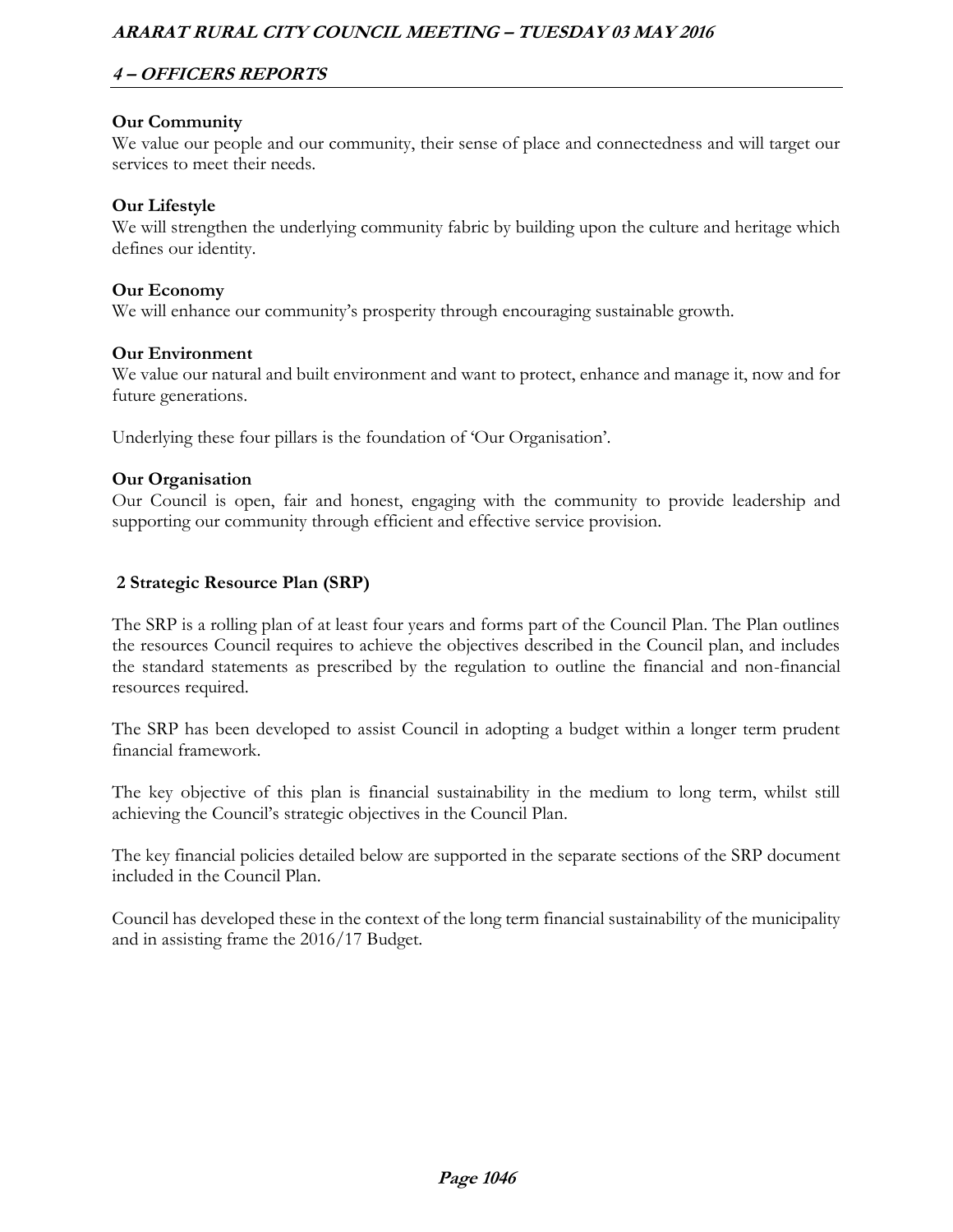**Our Community**
We value our people and our community, their sense of place and connectedness and will target our services to meet their needs.

**Our Lifestyle**
We will strengthen the underlying community fabric by building upon the culture and heritage which defines our identity.

**Our Economy**
We will enhance our community's prosperity through encouraging sustainable growth.

**Our Environment**
We value our natural and built environment and want to protect, enhance and manage it, now and for future generations.

Underlying these four pillars is the foundation of 'Our Organisation'.

**Our Organisation**
Our Council is open, fair and honest, engaging with the community to provide leadership and supporting our community through efficient and effective service provision.

## 2 Strategic Resource Plan (SRP)

The SRP is a rolling plan of at least four years and forms part of the Council Plan. The Plan outlines the resources Council requires to achieve the objectives described in the Council plan, and includes the standard statements as prescribed by the regulation to outline the financial and non-financial resources required.

The SRP has been developed to assist Council in adopting a budget within a longer term prudent financial framework.

The key objective of this plan is financial sustainability in the medium to long term, whilst still achieving the Council's strategic objectives in the Council Plan.

The key financial policies detailed below are supported in the separate sections of the SRP document included in the Council Plan.

Council has developed these in the context of the long term financial sustainability of the municipality and in assisting frame the 2016/17 Budget.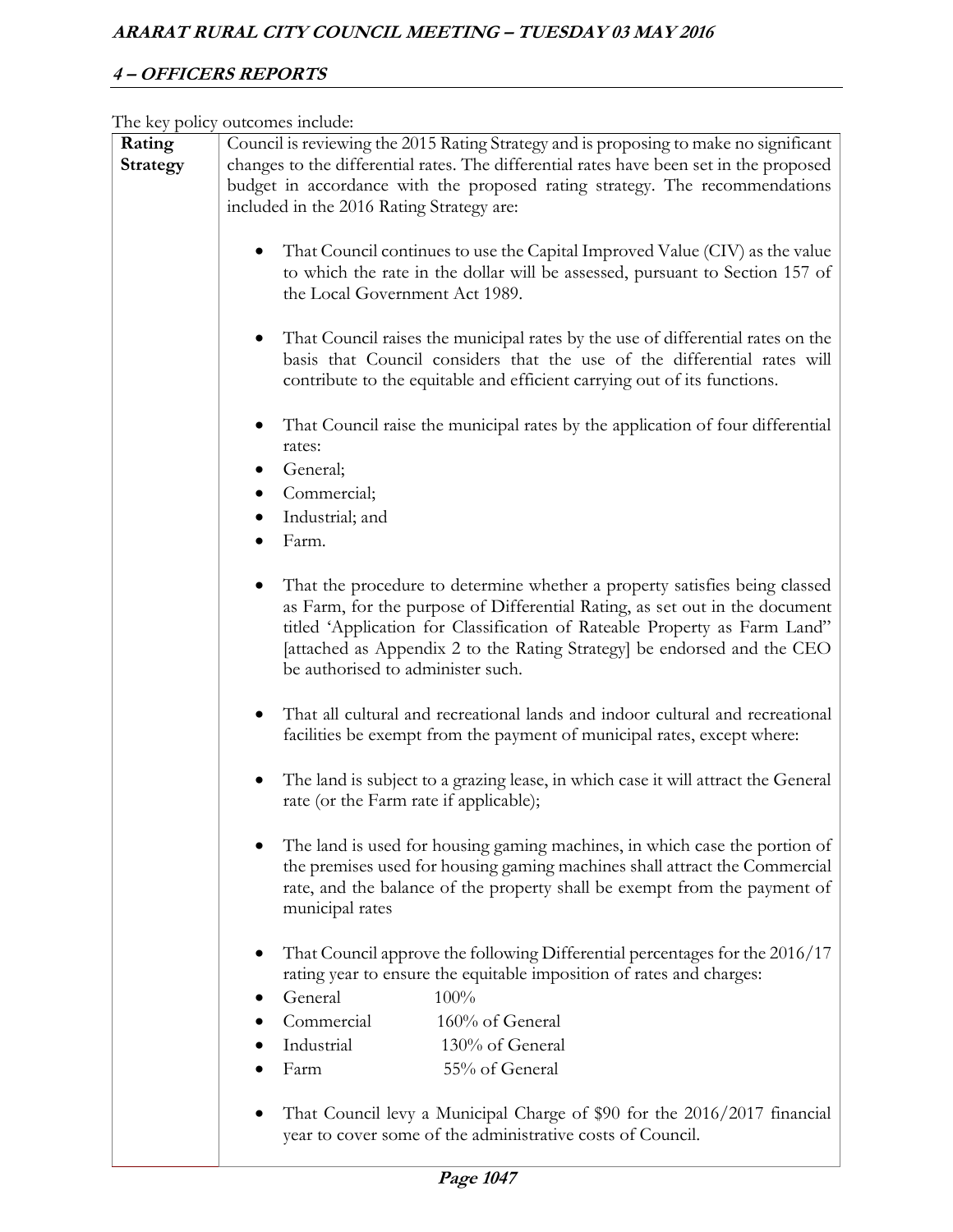The key policy outcomes include:

| Rating Strategy | Council is reviewing the 2015 Rating Strategy and is proposing to make no significant changes to the differential rates. The differential rates have been set in the proposed budget in accordance with the proposed rating strategy. The recommendations included in the 2016 Rating Strategy are:<br><br>• That Council continues to use the Capital Improved Value (CIV) as the value to which the rate in the dollar will be assessed, pursuant to Section 157 of the Local Government Act 1989.<br><br>• That Council raises the municipal rates by the use of differential rates on the basis that Council considers that the use of the differential rates will contribute to the equitable and efficient carrying out of its functions.<br><br>• That Council raise the municipal rates by the application of four differential rates:<br>• General;<br>• Commercial;<br>• Industrial; and<br>• Farm.<br><br>• That the procedure to determine whether a property satisfies being classed as Farm, for the purpose of Differential Rating, as set out in the document titled 'Application for Classification of Rateable Property as Farm Land" [attached as Appendix 2 to the Rating Strategy] be endorsed and the CEO be authorised to administer such.<br><br>• That all cultural and recreational lands and indoor cultural and recreational facilities be exempt from the payment of municipal rates, except where:<br><br>• The land is subject to a grazing lease, in which case it will attract the General rate (or the Farm rate if applicable);<br><br>• The land is used for housing gaming machines, in which case the portion of the premises used for housing gaming machines shall attract the Commercial rate, and the balance of the property shall be exempt from the payment of municipal rates<br><br>• That Council approve the following Differential percentages for the 2016/17 rating year to ensure the equitable imposition of rates and charges:<br>• General 100%<br>• Commercial 160% of General<br>• Industrial 130% of General<br>• Farm 55% of General<br><br>• That Council levy a Municipal Charge of $90 for the 2016/2017 financial year to cover some of the administrative costs of Council. |
|---|---|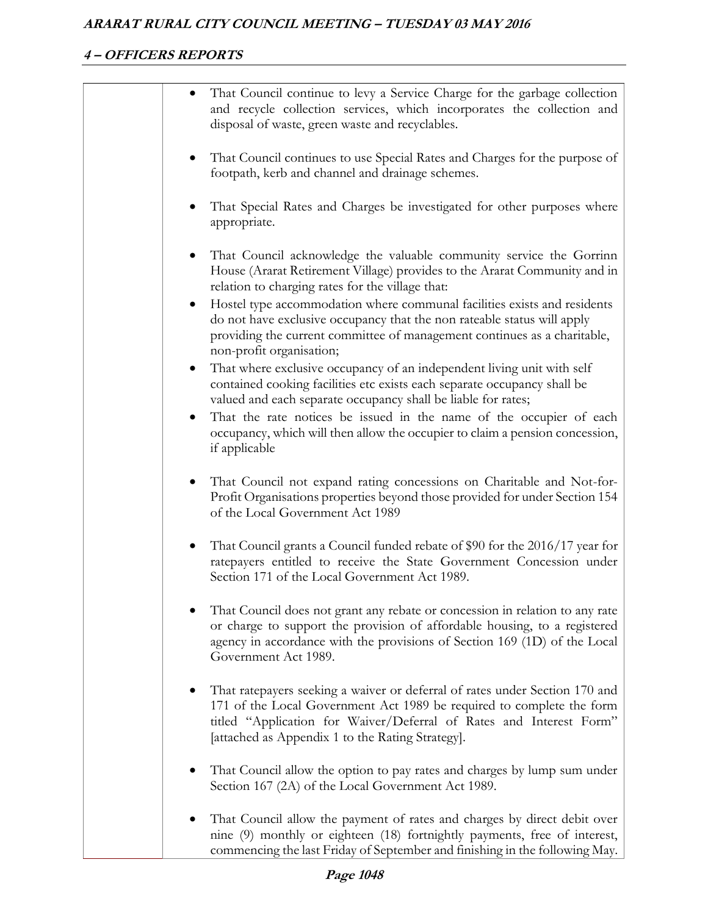- That Council continue to levy a Service Charge for the garbage collection and recycle collection services, which incorporates the collection and disposal of waste, green waste and recyclables.

- That Council continues to use Special Rates and Charges for the purpose of footpath, kerb and channel and drainage schemes.

- That Special Rates and Charges be investigated for other purposes where appropriate.

- That Council acknowledge the valuable community service the Gorrinn House (Ararat Retirement Village) provides to the Ararat Community and in relation to charging rates for the village that:
- Hostel type accommodation where communal facilities exists and residents do not have exclusive occupancy that the non rateable status will apply providing the current committee of management continues as a charitable, non-profit organisation;
- That where exclusive occupancy of an independent living unit with self contained cooking facilities etc exists each separate occupancy shall be valued and each separate occupancy shall be liable for rates;
- That the rate notices be issued in the name of the occupier of each occupancy, which will then allow the occupier to claim a pension concession, if applicable

- That Council not expand rating concessions on Charitable and Not-for-Profit Organisations properties beyond those provided for under Section 154 of the Local Government Act 1989

- That Council grants a Council funded rebate of $90 for the 2016/17 year for ratepayers entitled to receive the State Government Concession under Section 171 of the Local Government Act 1989.

- That Council does not grant any rebate or concession in relation to any rate or charge to support the provision of affordable housing, to a registered agency in accordance with the provisions of Section 169 (1D) of the Local Government Act 1989.

- That ratepayers seeking a waiver or deferral of rates under Section 170 and 171 of the Local Government Act 1989 be required to complete the form titled "Application for Waiver/Deferral of Rates and Interest Form" [attached as Appendix 1 to the Rating Strategy].

- That Council allow the option to pay rates and charges by lump sum under Section 167 (2A) of the Local Government Act 1989.

- That Council allow the payment of rates and charges by direct debit over nine (9) monthly or eighteen (18) fortnightly payments, free of interest, commencing the last Friday of September and finishing in the following May.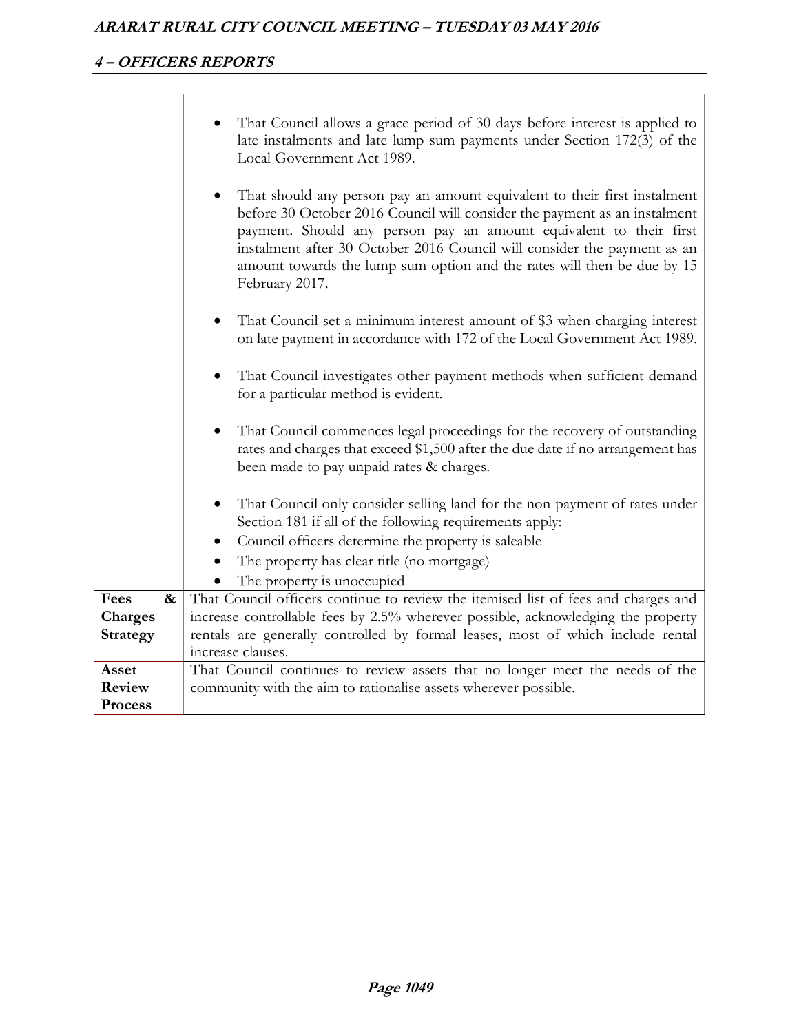| | |
|---|---|
| | • That Council allows a grace period of 30 days before interest is applied to late instalments and late lump sum payments under Section 172(3) of the Local Government Act 1989.<br><br>• That should any person pay an amount equivalent to their first instalment before 30 October 2016 Council will consider the payment as an instalment payment. Should any person pay an amount equivalent to their first instalment after 30 October 2016 Council will consider the payment as an amount towards the lump sum option and the rates will then be due by 15 February 2017.<br><br>• That Council set a minimum interest amount of $3 when charging interest on late payment in accordance with 172 of the Local Government Act 1989.<br><br>• That Council investigates other payment methods when sufficient demand for a particular method is evident.<br><br>• That Council commences legal proceedings for the recovery of outstanding rates and charges that exceed $1,500 after the due date if no arrangement has been made to pay unpaid rates & charges.<br><br>• That Council only consider selling land for the non-payment of rates under Section 181 if all of the following requirements apply:<br>• Council officers determine the property is saleable<br>• The property has clear title (no mortgage)<br>• The property is unoccupied |
| **Fees & Charges Strategy** | That Council officers continue to review the itemised list of fees and charges and increase controllable fees by 2.5% wherever possible, acknowledging the property rentals are generally controlled by formal leases, most of which include rental increase clauses. |
| **Asset Review Process** | That Council continues to review assets that no longer meet the needs of the community with the aim to rationalise assets wherever possible. |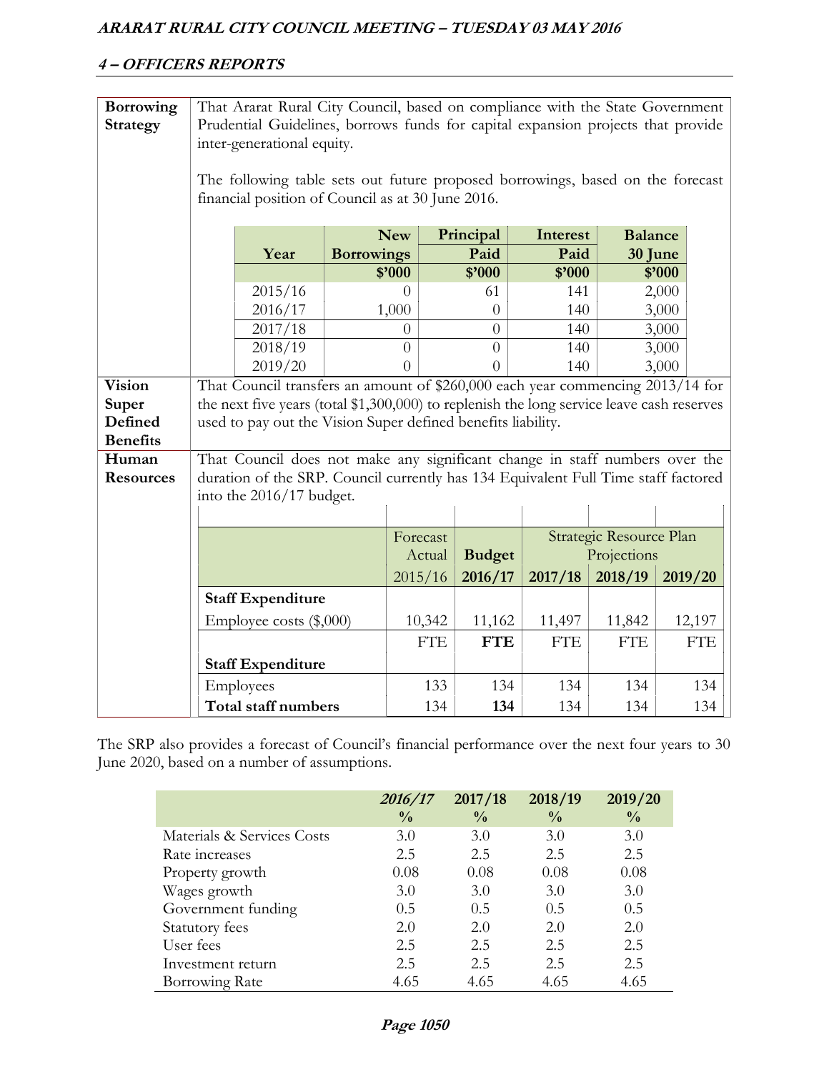| | |
|---|---|
| **Borrowing Strategy** | That Ararat Rural City Council, based on compliance with the State Government Prudential Guidelines, borrows funds for capital expansion projects that provide inter-generational equity.<br><br>The following table sets out future proposed borrowings, based on the forecast financial position of Council as at 30 June 2016. |

| Year | New Borrowings $'000 | Principal Paid $'000 | Interest Paid $'000 | Balance 30 June $'000 |
|---|---|---|---|---|
| 2015/16 | 0 | 61 | 141 | 2,000 |
| 2016/17 | 1,000 | 0 | 140 | 3,000 |
| 2017/18 | 0 | 0 | 140 | 3,000 |
| 2018/19 | 0 | 0 | 140 | 3,000 |
| 2019/20 | 0 | 0 | 140 | 3,000 |

| | |
|---|---|
| **Vision Super Defined Benefits** | That Council transfers an amount of $260,000 each year commencing 2013/14 for the next five years (total $1,300,000) to replenish the long service leave cash reserves used to pay out the Vision Super defined benefits liability. |
| **Human Resources** | That Council does not make any significant change in staff numbers over the duration of the SRP. Council currently has 134 Equivalent Full Time staff factored into the 2016/17 budget. |

| | Forecast Actual | **Budget** | Strategic Resource Plan Projections | | |
|---|---|---|---|---|---|
| | 2015/16 | **2016/17** | **2017/18** | **2018/19** | **2019/20** |
| **Staff Expenditure** | | | | | |
| Employee costs ($,000) | 10,342 | 11,162 | 11,497 | 11,842 | 12,197 |
| | FTE | **FTE** | FTE | FTE | FTE |
| **Staff Expenditure** | | | | | |
| Employees | 133 | 134 | 134 | 134 | 134 |
| **Total staff numbers** | 134 | **134** | 134 | 134 | 134 |

The SRP also provides a forecast of Council's financial performance over the next four years to 30 June 2020, based on a number of assumptions.

| | ***2016/17*** % | **2017/18** % | **2018/19** % | **2019/20** % |
|---|---|---|---|---|
| Materials & Services Costs | 3.0 | 3.0 | 3.0 | 3.0 |
| Rate increases | 2.5 | 2.5 | 2.5 | 2.5 |
| Property growth | 0.08 | 0.08 | 0.08 | 0.08 |
| Wages growth | 3.0 | 3.0 | 3.0 | 3.0 |
| Government funding | 0.5 | 0.5 | 0.5 | 0.5 |
| Statutory fees | 2.0 | 2.0 | 2.0 | 2.0 |
| User fees | 2.5 | 2.5 | 2.5 | 2.5 |
| Investment return | 2.5 | 2.5 | 2.5 | 2.5 |
| Borrowing Rate | 4.65 | 4.65 | 4.65 | 4.65 |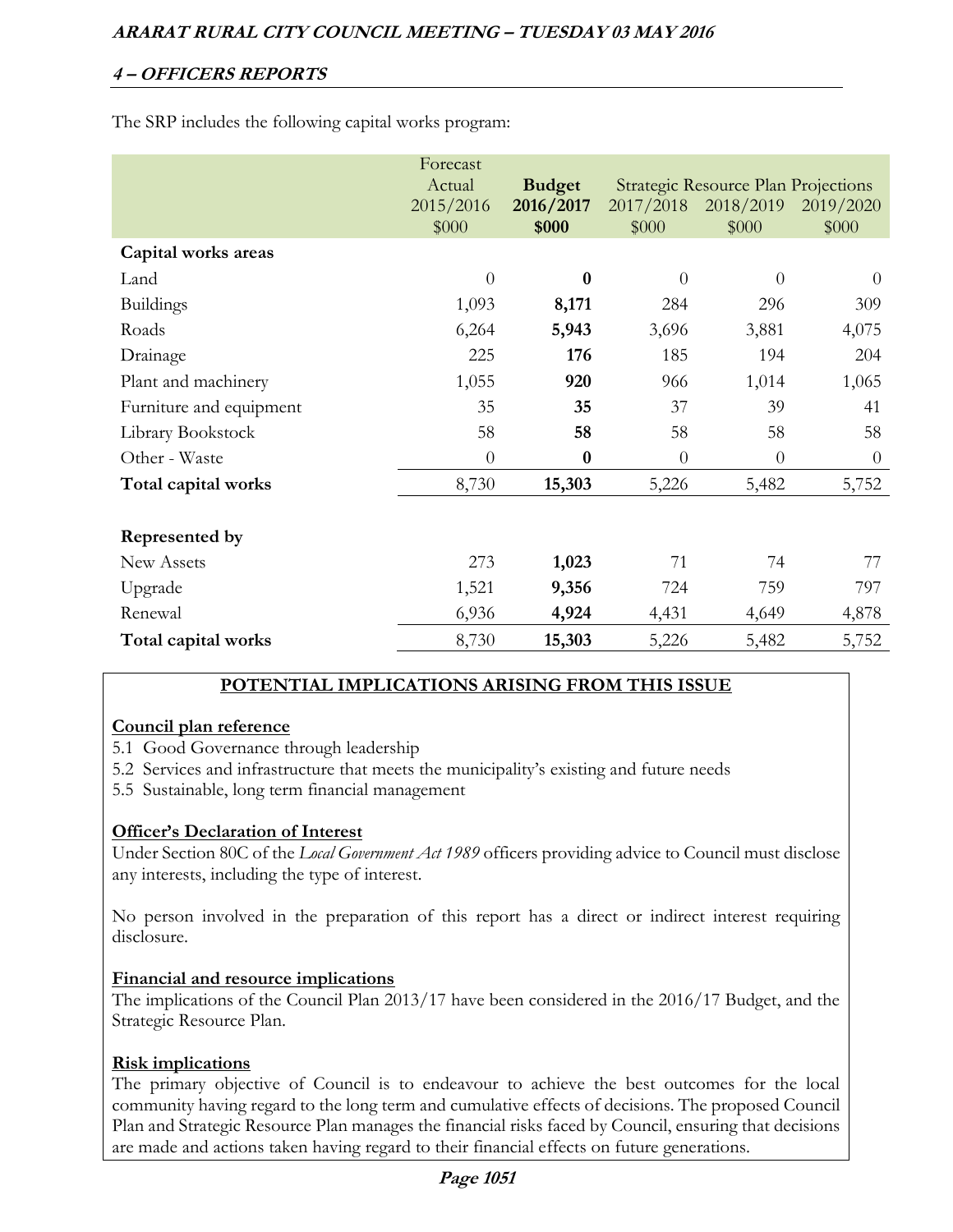The SRP includes the following capital works program:

| | Forecast Actual 2015/2016 $000 | **Budget 2016/2017 $000** | Strategic Resource Plan Projections 2017/2018 $000 | 2018/2019 $000 | 2019/2020 $000 |
|---|---|---|---|---|---|
| **Capital works areas** | | | | | |
| Land | 0 | **0** | 0 | 0 | 0 |
| Buildings | 1,093 | **8,171** | 284 | 296 | 309 |
| Roads | 6,264 | **5,943** | 3,696 | 3,881 | 4,075 |
| Drainage | 225 | **176** | 185 | 194 | 204 |
| Plant and machinery | 1,055 | **920** | 966 | 1,014 | 1,065 |
| Furniture and equipment | 35 | **35** | 37 | 39 | 41 |
| Library Bookstock | 58 | **58** | 58 | 58 | 58 |
| Other - Waste | 0 | **0** | 0 | 0 | 0 |
| **Total capital works** | 8,730 | **15,303** | 5,226 | 5,482 | 5,752 |
| | | | | | |
| **Represented by** | | | | | |
| New Assets | 273 | **1,023** | 71 | 74 | 77 |
| Upgrade | 1,521 | **9,356** | 724 | 759 | 797 |
| Renewal | 6,936 | **4,924** | 4,431 | 4,649 | 4,878 |
| **Total capital works** | 8,730 | **15,303** | 5,226 | 5,482 | 5,752 |

## POTENTIAL IMPLICATIONS ARISING FROM THIS ISSUE

**Council plan reference**

5.1 Good Governance through leadership
5.2 Services and infrastructure that meets the municipality's existing and future needs
5.5 Sustainable, long term financial management

**Officer's Declaration of Interest**

Under Section 80C of the *Local Government Act 1989* officers providing advice to Council must disclose any interests, including the type of interest.

No person involved in the preparation of this report has a direct or indirect interest requiring disclosure.

**Financial and resource implications**

The implications of the Council Plan 2013/17 have been considered in the 2016/17 Budget, and the Strategic Resource Plan.

**Risk implications**

The primary objective of Council is to endeavour to achieve the best outcomes for the local community having regard to the long term and cumulative effects of decisions. The proposed Council Plan and Strategic Resource Plan manages the financial risks faced by Council, ensuring that decisions are made and actions taken having regard to their financial effects on future generations.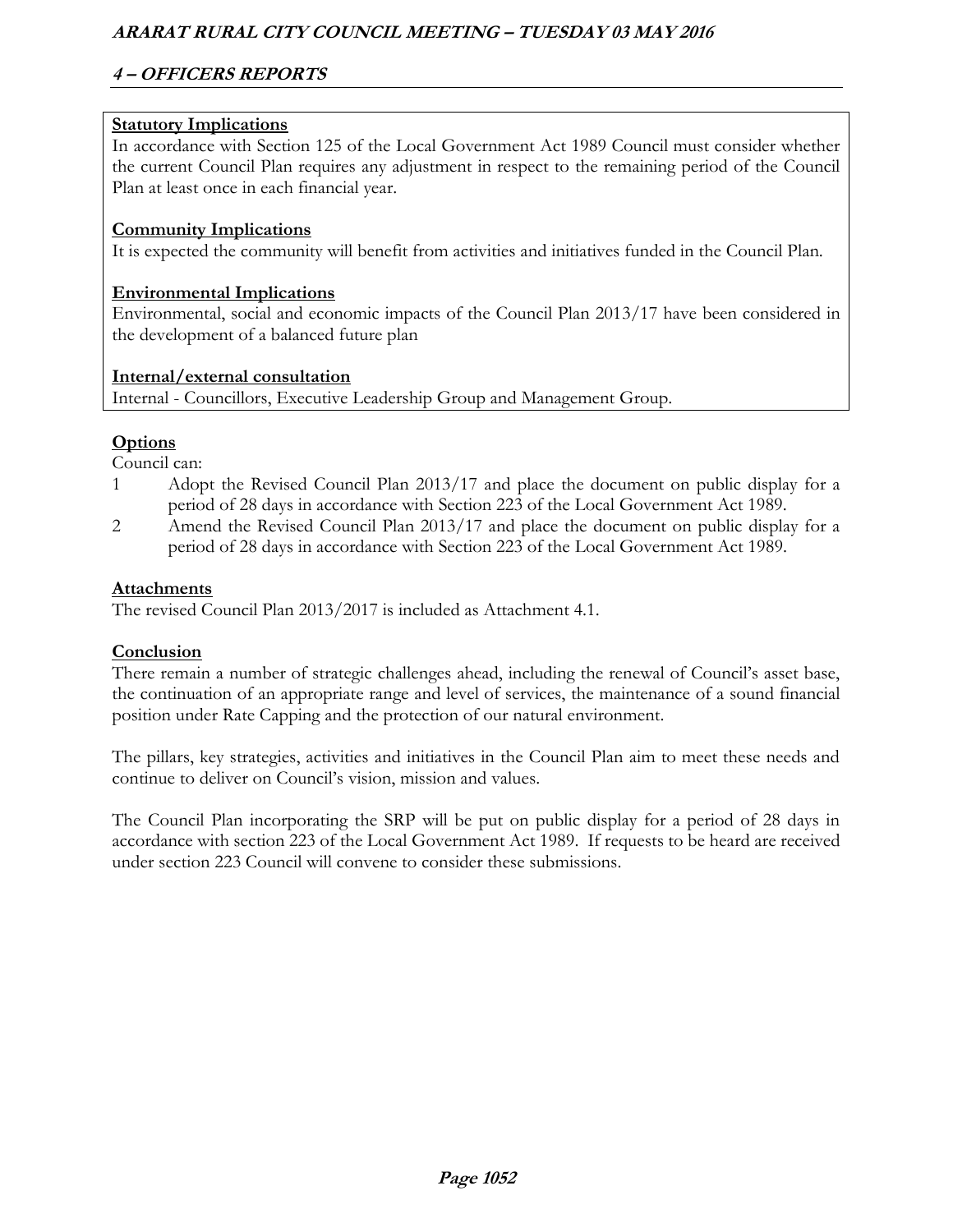**Statutory Implications**

In accordance with Section 125 of the Local Government Act 1989 Council must consider whether the current Council Plan requires any adjustment in respect to the remaining period of the Council Plan at least once in each financial year.

**Community Implications**

It is expected the community will benefit from activities and initiatives funded in the Council Plan.

**Environmental Implications**

Environmental, social and economic impacts of the Council Plan 2013/17 have been considered in the development of a balanced future plan

**Internal/external consultation**

Internal - Councillors, Executive Leadership Group and Management Group.

**Options**

Council can:

1. Adopt the Revised Council Plan 2013/17 and place the document on public display for a period of 28 days in accordance with Section 223 of the Local Government Act 1989.
2. Amend the Revised Council Plan 2013/17 and place the document on public display for a period of 28 days in accordance with Section 223 of the Local Government Act 1989.

**Attachments**

The revised Council Plan 2013/2017 is included as Attachment 4.1.

**Conclusion**

There remain a number of strategic challenges ahead, including the renewal of Council's asset base, the continuation of an appropriate range and level of services, the maintenance of a sound financial position under Rate Capping and the protection of our natural environment.

The pillars, key strategies, activities and initiatives in the Council Plan aim to meet these needs and continue to deliver on Council's vision, mission and values.

The Council Plan incorporating the SRP will be put on public display for a period of 28 days in accordance with section 223 of the Local Government Act 1989. If requests to be heard are received under section 223 Council will convene to consider these submissions.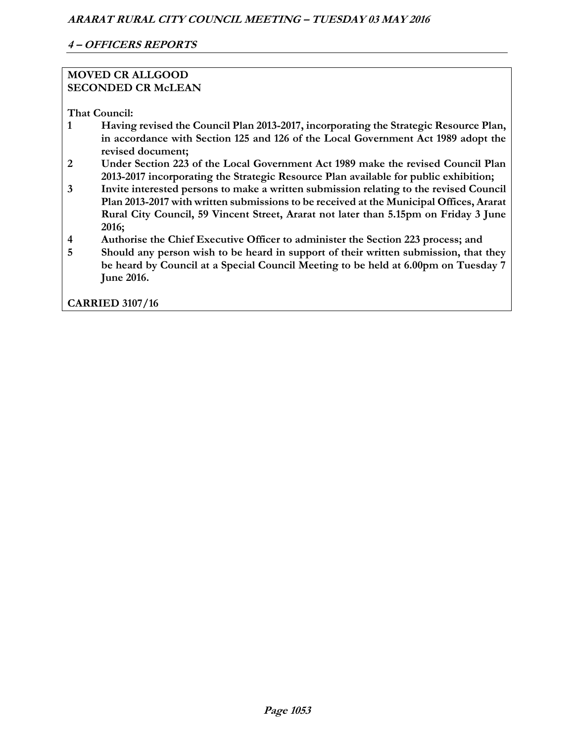**MOVED CR ALLGOOD**
**SECONDED CR McLEAN**

**That Council:**

1. **Having revised the Council Plan 2013-2017, incorporating the Strategic Resource Plan, in accordance with Section 125 and 126 of the Local Government Act 1989 adopt the revised document;**
2. **Under Section 223 of the Local Government Act 1989 make the revised Council Plan 2013-2017 incorporating the Strategic Resource Plan available for public exhibition;**
3. **Invite interested persons to make a written submission relating to the revised Council Plan 2013-2017 with written submissions to be received at the Municipal Offices, Ararat Rural City Council, 59 Vincent Street, Ararat not later than 5.15pm on Friday 3 June 2016;**
4. **Authorise the Chief Executive Officer to administer the Section 223 process; and**
5. **Should any person wish to be heard in support of their written submission, that they be heard by Council at a Special Council Meeting to be held at 6.00pm on Tuesday 7 June 2016.**

**CARRIED 3107/16**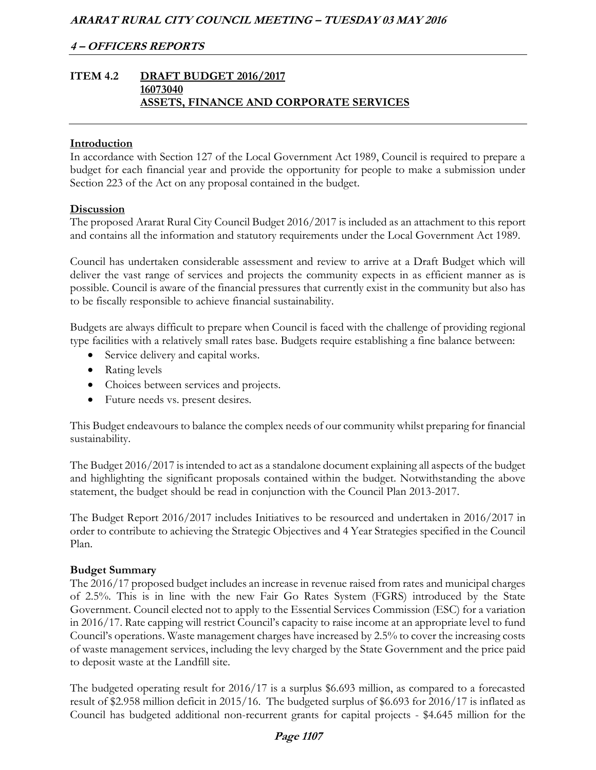## ITEM 4.2 DRAFT BUDGET 2016/2017
**16073040**
**ASSETS, FINANCE AND CORPORATE SERVICES**

### Introduction

In accordance with Section 127 of the Local Government Act 1989, Council is required to prepare a budget for each financial year and provide the opportunity for people to make a submission under Section 223 of the Act on any proposal contained in the budget.

### Discussion

The proposed Ararat Rural City Council Budget 2016/2017 is included as an attachment to this report and contains all the information and statutory requirements under the Local Government Act 1989.

Council has undertaken considerable assessment and review to arrive at a Draft Budget which will deliver the vast range of services and projects the community expects in as efficient manner as is possible. Council is aware of the financial pressures that currently exist in the community but also has to be fiscally responsible to achieve financial sustainability.

Budgets are always difficult to prepare when Council is faced with the challenge of providing regional type facilities with a relatively small rates base. Budgets require establishing a fine balance between:

- Service delivery and capital works.
- Rating levels
- Choices between services and projects.
- Future needs vs. present desires.

This Budget endeavours to balance the complex needs of our community whilst preparing for financial sustainability.

The Budget 2016/2017 is intended to act as a standalone document explaining all aspects of the budget and highlighting the significant proposals contained within the budget. Notwithstanding the above statement, the budget should be read in conjunction with the Council Plan 2013-2017.

The Budget Report 2016/2017 includes Initiatives to be resourced and undertaken in 2016/2017 in order to contribute to achieving the Strategic Objectives and 4 Year Strategies specified in the Council Plan.

### Budget Summary

The 2016/17 proposed budget includes an increase in revenue raised from rates and municipal charges of 2.5%. This is in line with the new Fair Go Rates System (FGRS) introduced by the State Government. Council elected not to apply to the Essential Services Commission (ESC) for a variation in 2016/17. Rate capping will restrict Council's capacity to raise income at an appropriate level to fund Council's operations. Waste management charges have increased by 2.5% to cover the increasing costs of waste management services, including the levy charged by the State Government and the price paid to deposit waste at the Landfill site.

The budgeted operating result for 2016/17 is a surplus $6.693 million, as compared to a forecasted result of $2.958 million deficit in 2015/16. The budgeted surplus of $6.693 for 2016/17 is inflated as Council has budgeted additional non-recurrent grants for capital projects - $4.645 million for the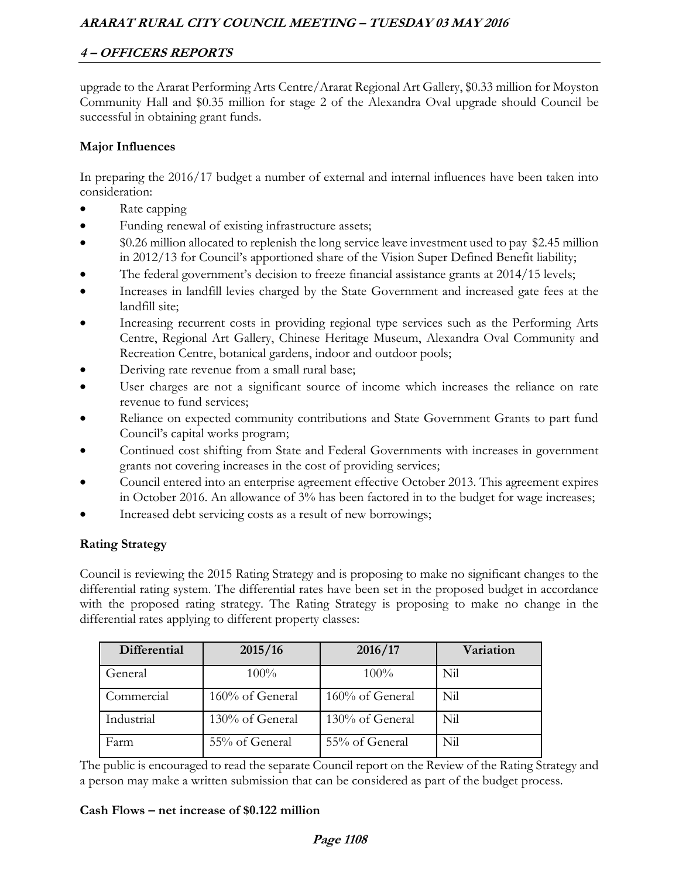upgrade to the Ararat Performing Arts Centre/Ararat Regional Art Gallery, $0.33 million for Moyston Community Hall and $0.35 million for stage 2 of the Alexandra Oval upgrade should Council be successful in obtaining grant funds.

**Major Influences**

In preparing the 2016/17 budget a number of external and internal influences have been taken into consideration:

- Rate capping
- Funding renewal of existing infrastructure assets;
- $0.26 million allocated to replenish the long service leave investment used to pay $2.45 million in 2012/13 for Council's apportioned share of the Vision Super Defined Benefit liability;
- The federal government's decision to freeze financial assistance grants at 2014/15 levels;
- Increases in landfill levies charged by the State Government and increased gate fees at the landfill site;
- Increasing recurrent costs in providing regional type services such as the Performing Arts Centre, Regional Art Gallery, Chinese Heritage Museum, Alexandra Oval Community and Recreation Centre, botanical gardens, indoor and outdoor pools;
- Deriving rate revenue from a small rural base;
- User charges are not a significant source of income which increases the reliance on rate revenue to fund services;
- Reliance on expected community contributions and State Government Grants to part fund Council's capital works program;
- Continued cost shifting from State and Federal Governments with increases in government grants not covering increases in the cost of providing services;
- Council entered into an enterprise agreement effective October 2013. This agreement expires in October 2016. An allowance of 3% has been factored in to the budget for wage increases;
- Increased debt servicing costs as a result of new borrowings;

**Rating Strategy**

Council is reviewing the 2015 Rating Strategy and is proposing to make no significant changes to the differential rating system. The differential rates have been set in the proposed budget in accordance with the proposed rating strategy. The Rating Strategy is proposing to make no change in the differential rates applying to different property classes:

| Differential | 2015/16 | 2016/17 | Variation |
|---|---|---|---|
| General | 100% | 100% | Nil |
| Commercial | 160% of General | 160% of General | Nil |
| Industrial | 130% of General | 130% of General | Nil |
| Farm | 55% of General | 55% of General | Nil |

The public is encouraged to read the separate Council report on the Review of the Rating Strategy and a person may make a written submission that can be considered as part of the budget process.

**Cash Flows – net increase of $0.122 million**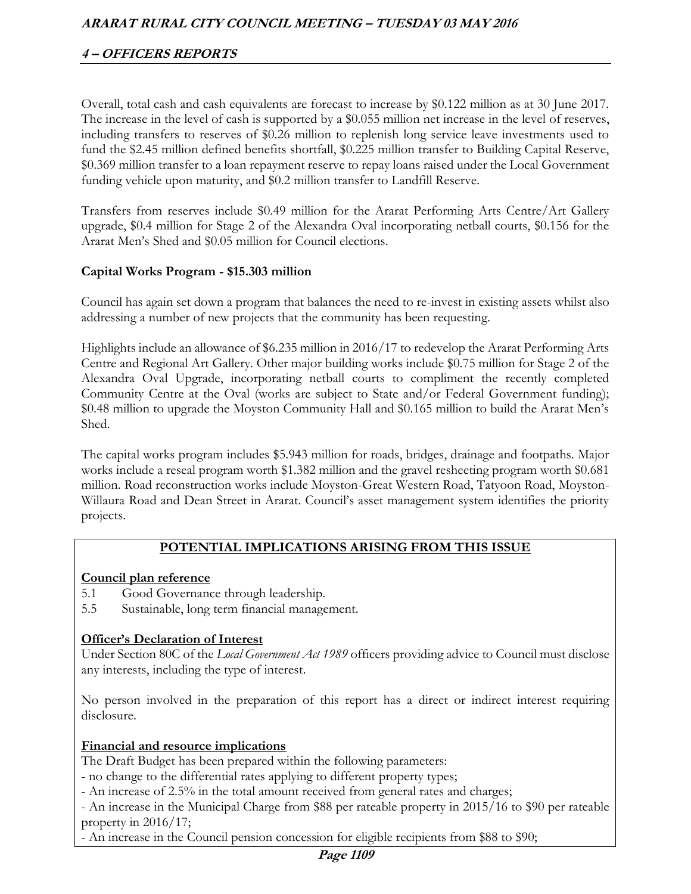Overall, total cash and cash equivalents are forecast to increase by \$0.122 million as at 30 June 2017. The increase in the level of cash is supported by a \$0.055 million net increase in the level of reserves, including transfers to reserves of \$0.26 million to replenish long service leave investments used to fund the \$2.45 million defined benefits shortfall, \$0.225 million transfer to Building Capital Reserve, \$0.369 million transfer to a loan repayment reserve to repay loans raised under the Local Government funding vehicle upon maturity, and \$0.2 million transfer to Landfill Reserve.

Transfers from reserves include \$0.49 million for the Ararat Performing Arts Centre/Art Gallery upgrade, \$0.4 million for Stage 2 of the Alexandra Oval incorporating netball courts, \$0.156 for the Ararat Men's Shed and \$0.05 million for Council elections.

**Capital Works Program - \$15.303 million**

Council has again set down a program that balances the need to re-invest in existing assets whilst also addressing a number of new projects that the community has been requesting.

Highlights include an allowance of \$6.235 million in 2016/17 to redevelop the Ararat Performing Arts Centre and Regional Art Gallery. Other major building works include \$0.75 million for Stage 2 of the Alexandra Oval Upgrade, incorporating netball courts to compliment the recently completed Community Centre at the Oval (works are subject to State and/or Federal Government funding); \$0.48 million to upgrade the Moyston Community Hall and \$0.165 million to build the Ararat Men's Shed.

The capital works program includes \$5.943 million for roads, bridges, drainage and footpaths. Major works include a reseal program worth \$1.382 million and the gravel resheeting program worth \$0.681 million. Road reconstruction works include Moyston-Great Western Road, Tatyoon Road, Moyston-Willaura Road and Dean Street in Ararat. Council's asset management system identifies the priority projects.

**POTENTIAL IMPLICATIONS ARISING FROM THIS ISSUE**

**Council plan reference**

5.1 Good Governance through leadership.
5.5 Sustainable, long term financial management.

**Officer's Declaration of Interest**

Under Section 80C of the *Local Government Act 1989* officers providing advice to Council must disclose any interests, including the type of interest.

No person involved in the preparation of this report has a direct or indirect interest requiring disclosure.

**Financial and resource implications**

The Draft Budget has been prepared within the following parameters:
- no change to the differential rates applying to different property types;
- An increase of 2.5% in the total amount received from general rates and charges;
- An increase in the Municipal Charge from \$88 per rateable property in 2015/16 to \$90 per rateable property in 2016/17;
- An increase in the Council pension concession for eligible recipients from \$88 to \$90;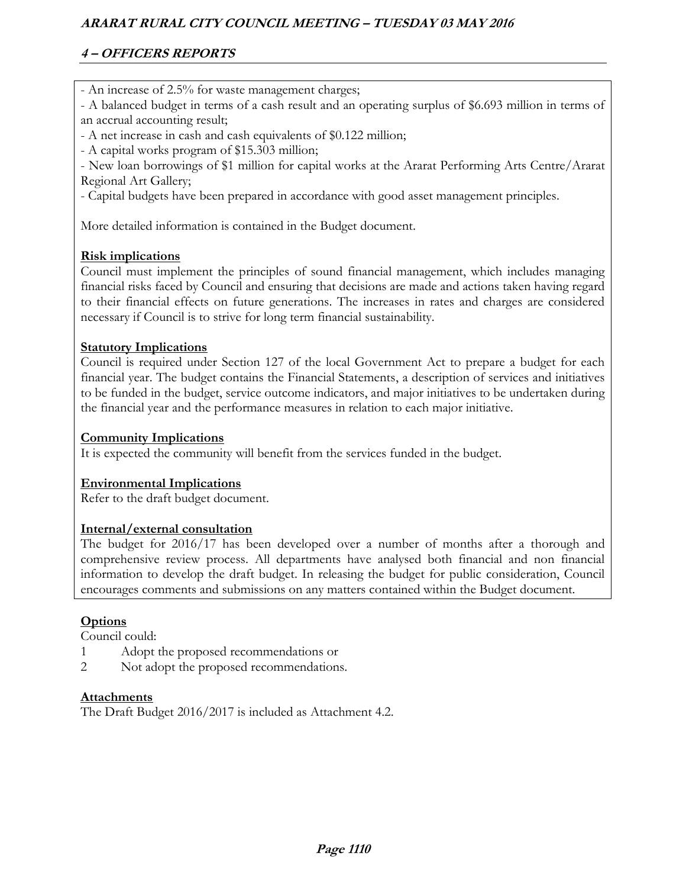- An increase of 2.5% for waste management charges;
- A balanced budget in terms of a cash result and an operating surplus of $6.693 million in terms of an accrual accounting result;
- A net increase in cash and cash equivalents of $0.122 million;
- A capital works program of $15.303 million;
- New loan borrowings of $1 million for capital works at the Ararat Performing Arts Centre/Ararat Regional Art Gallery;
- Capital budgets have been prepared in accordance with good asset management principles.

More detailed information is contained in the Budget document.

**Risk implications**

Council must implement the principles of sound financial management, which includes managing financial risks faced by Council and ensuring that decisions are made and actions taken having regard to their financial effects on future generations. The increases in rates and charges are considered necessary if Council is to strive for long term financial sustainability.

**Statutory Implications**

Council is required under Section 127 of the local Government Act to prepare a budget for each financial year. The budget contains the Financial Statements, a description of services and initiatives to be funded in the budget, service outcome indicators, and major initiatives to be undertaken during the financial year and the performance measures in relation to each major initiative.

**Community Implications**

It is expected the community will benefit from the services funded in the budget.

**Environmental Implications**

Refer to the draft budget document.

**Internal/external consultation**

The budget for 2016/17 has been developed over a number of months after a thorough and comprehensive review process. All departments have analysed both financial and non financial information to develop the draft budget. In releasing the budget for public consideration, Council encourages comments and submissions on any matters contained within the Budget document.

**Options**

Council could:

1. Adopt the proposed recommendations or
2. Not adopt the proposed recommendations.

**Attachments**

The Draft Budget 2016/2017 is included as Attachment 4.2.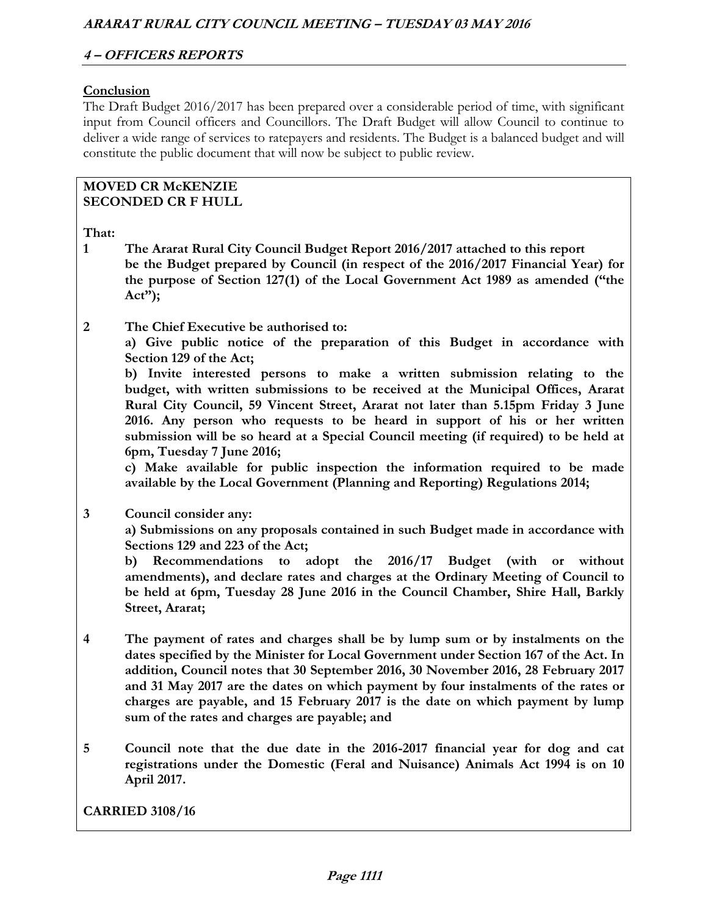**Conclusion**

The Draft Budget 2016/2017 has been prepared over a considerable period of time, with significant input from Council officers and Councillors. The Draft Budget will allow Council to continue to deliver a wide range of services to ratepayers and residents. The Budget is a balanced budget and will constitute the public document that will now be subject to public review.

**MOVED CR McKENZIE**
**SECONDED CR F HULL**

**That:**

1. **The Ararat Rural City Council Budget Report 2016/2017 attached to this report be the Budget prepared by Council (in respect of the 2016/2017 Financial Year) for the purpose of Section 127(1) of the Local Government Act 1989 as amended ("the Act");**

2. **The Chief Executive be authorised to:**
   **a) Give public notice of the preparation of this Budget in accordance with Section 129 of the Act;**
   **b) Invite interested persons to make a written submission relating to the budget, with written submissions to be received at the Municipal Offices, Ararat Rural City Council, 59 Vincent Street, Ararat not later than 5.15pm Friday 3 June 2016. Any person who requests to be heard in support of his or her written submission will be so heard at a Special Council meeting (if required) to be held at 6pm, Tuesday 7 June 2016;**
   **c) Make available for public inspection the information required to be made available by the Local Government (Planning and Reporting) Regulations 2014;**

3. **Council consider any:**
   **a) Submissions on any proposals contained in such Budget made in accordance with Sections 129 and 223 of the Act;**
   **b) Recommendations to adopt the 2016/17 Budget (with or without amendments), and declare rates and charges at the Ordinary Meeting of Council to be held at 6pm, Tuesday 28 June 2016 in the Council Chamber, Shire Hall, Barkly Street, Ararat;**

4. **The payment of rates and charges shall be by lump sum or by instalments on the dates specified by the Minister for Local Government under Section 167 of the Act. In addition, Council notes that 30 September 2016, 30 November 2016, 28 February 2017 and 31 May 2017 are the dates on which payment by four instalments of the rates or charges are payable, and 15 February 2017 is the date on which payment by lump sum of the rates and charges are payable; and**

5. **Council note that the due date in the 2016-2017 financial year for dog and cat registrations under the Domestic (Feral and Nuisance) Animals Act 1994 is on 10 April 2017.**

**CARRIED 3108/16**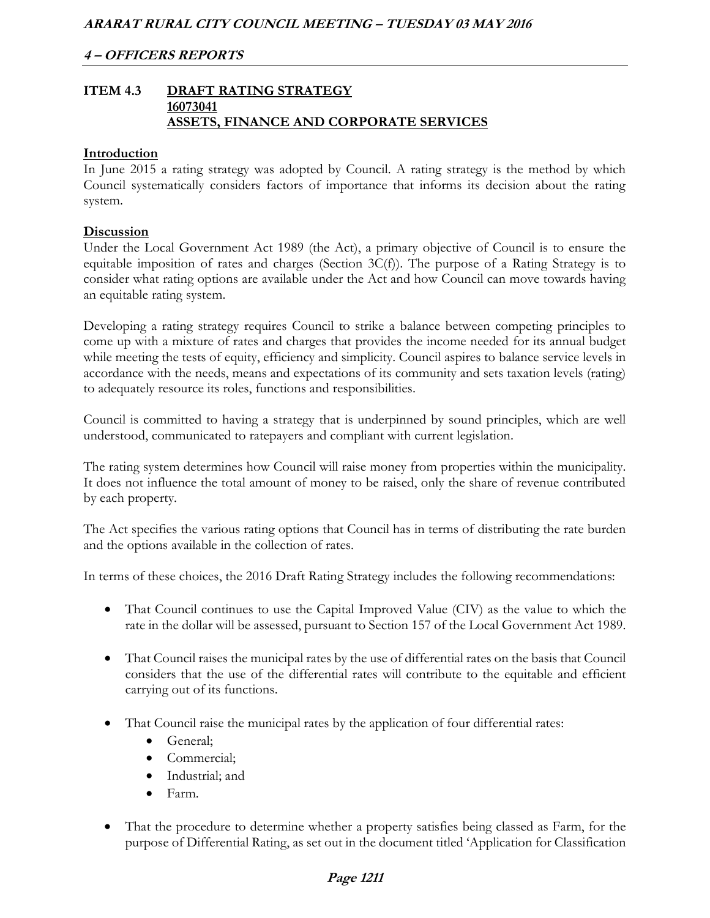## ITEM 4.3 DRAFT RATING STRATEGY

**16073041**

**ASSETS, FINANCE AND CORPORATE SERVICES**

**Introduction**

In June 2015 a rating strategy was adopted by Council. A rating strategy is the method by which Council systematically considers factors of importance that informs its decision about the rating system.

**Discussion**

Under the Local Government Act 1989 (the Act), a primary objective of Council is to ensure the equitable imposition of rates and charges (Section 3C(f)). The purpose of a Rating Strategy is to consider what rating options are available under the Act and how Council can move towards having an equitable rating system.

Developing a rating strategy requires Council to strike a balance between competing principles to come up with a mixture of rates and charges that provides the income needed for its annual budget while meeting the tests of equity, efficiency and simplicity. Council aspires to balance service levels in accordance with the needs, means and expectations of its community and sets taxation levels (rating) to adequately resource its roles, functions and responsibilities.

Council is committed to having a strategy that is underpinned by sound principles, which are well understood, communicated to ratepayers and compliant with current legislation.

The rating system determines how Council will raise money from properties within the municipality. It does not influence the total amount of money to be raised, only the share of revenue contributed by each property.

The Act specifies the various rating options that Council has in terms of distributing the rate burden and the options available in the collection of rates.

In terms of these choices, the 2016 Draft Rating Strategy includes the following recommendations:

- That Council continues to use the Capital Improved Value (CIV) as the value to which the rate in the dollar will be assessed, pursuant to Section 157 of the Local Government Act 1989.
- That Council raises the municipal rates by the use of differential rates on the basis that Council considers that the use of the differential rates will contribute to the equitable and efficient carrying out of its functions.
- That Council raise the municipal rates by the application of four differential rates:
  - General;
  - Commercial;
  - Industrial; and
  - Farm.
- That the procedure to determine whether a property satisfies being classed as Farm, for the purpose of Differential Rating, as set out in the document titled 'Application for Classification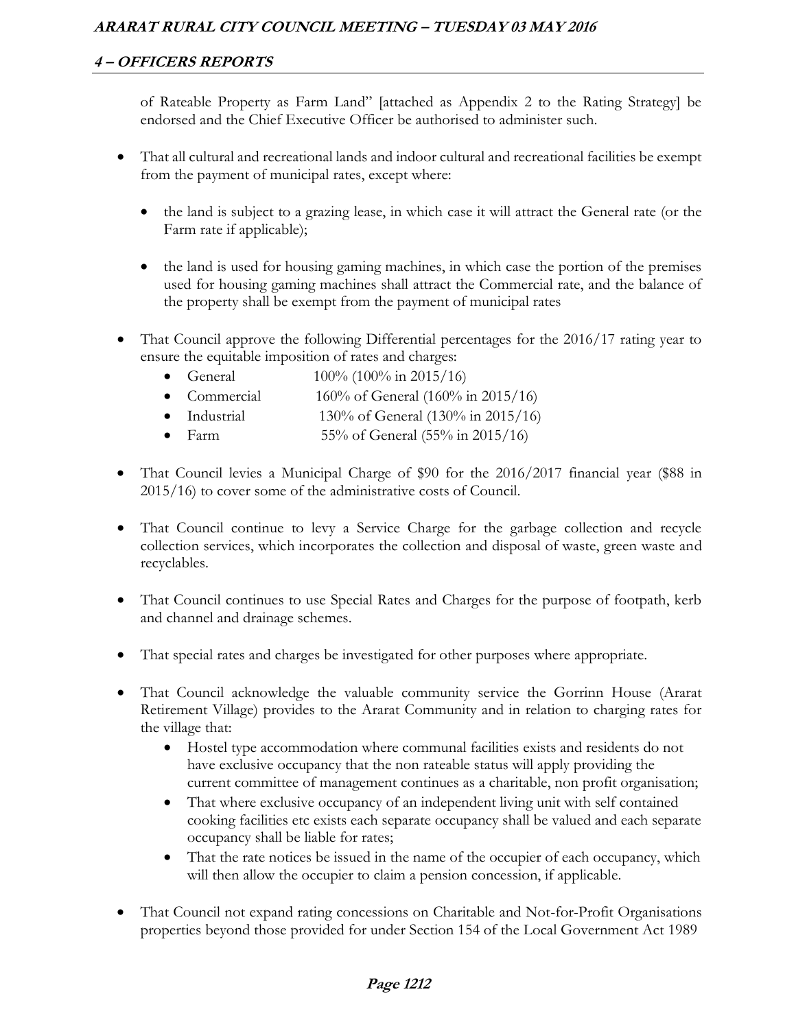of Rateable Property as Farm Land" [attached as Appendix 2 to the Rating Strategy] be endorsed and the Chief Executive Officer be authorised to administer such.

- That all cultural and recreational lands and indoor cultural and recreational facilities be exempt from the payment of municipal rates, except where:
  - the land is subject to a grazing lease, in which case it will attract the General rate (or the Farm rate if applicable);
  - the land is used for housing gaming machines, in which case the portion of the premises used for housing gaming machines shall attract the Commercial rate, and the balance of the property shall be exempt from the payment of municipal rates
- That Council approve the following Differential percentages for the 2016/17 rating year to ensure the equitable imposition of rates and charges:
  - General 100% (100% in 2015/16)
  - Commercial 160% of General (160% in 2015/16)
  - Industrial 130% of General (130% in 2015/16)
  - Farm 55% of General (55% in 2015/16)
- That Council levies a Municipal Charge of $90 for the 2016/2017 financial year ($88 in 2015/16) to cover some of the administrative costs of Council.
- That Council continue to levy a Service Charge for the garbage collection and recycle collection services, which incorporates the collection and disposal of waste, green waste and recyclables.
- That Council continues to use Special Rates and Charges for the purpose of footpath, kerb and channel and drainage schemes.
- That special rates and charges be investigated for other purposes where appropriate.
- That Council acknowledge the valuable community service the Gorrinn House (Ararat Retirement Village) provides to the Ararat Community and in relation to charging rates for the village that:
  - Hostel type accommodation where communal facilities exists and residents do not have exclusive occupancy that the non rateable status will apply providing the current committee of management continues as a charitable, non profit organisation;
  - That where exclusive occupancy of an independent living unit with self contained cooking facilities etc exists each separate occupancy shall be valued and each separate occupancy shall be liable for rates;
  - That the rate notices be issued in the name of the occupier of each occupancy, which will then allow the occupier to claim a pension concession, if applicable.
- That Council not expand rating concessions on Charitable and Not-for-Profit Organisations properties beyond those provided for under Section 154 of the Local Government Act 1989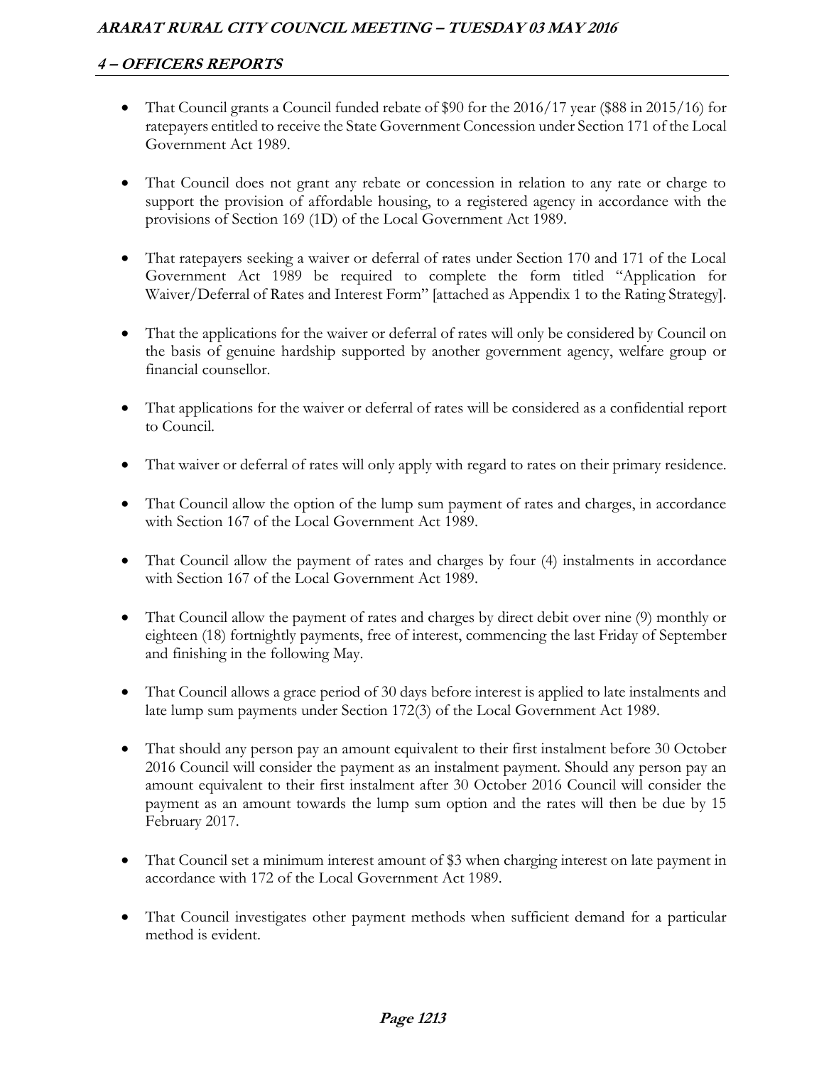- That Council grants a Council funded rebate of $90 for the 2016/17 year ($88 in 2015/16) for ratepayers entitled to receive the State Government Concession under Section 171 of the Local Government Act 1989.

- That Council does not grant any rebate or concession in relation to any rate or charge to support the provision of affordable housing, to a registered agency in accordance with the provisions of Section 169 (1D) of the Local Government Act 1989.

- That ratepayers seeking a waiver or deferral of rates under Section 170 and 171 of the Local Government Act 1989 be required to complete the form titled "Application for Waiver/Deferral of Rates and Interest Form" [attached as Appendix 1 to the Rating Strategy].

- That the applications for the waiver or deferral of rates will only be considered by Council on the basis of genuine hardship supported by another government agency, welfare group or financial counsellor.

- That applications for the waiver or deferral of rates will be considered as a confidential report to Council.

- That waiver or deferral of rates will only apply with regard to rates on their primary residence.

- That Council allow the option of the lump sum payment of rates and charges, in accordance with Section 167 of the Local Government Act 1989.

- That Council allow the payment of rates and charges by four (4) instalments in accordance with Section 167 of the Local Government Act 1989.

- That Council allow the payment of rates and charges by direct debit over nine (9) monthly or eighteen (18) fortnightly payments, free of interest, commencing the last Friday of September and finishing in the following May.

- That Council allows a grace period of 30 days before interest is applied to late instalments and late lump sum payments under Section 172(3) of the Local Government Act 1989.

- That should any person pay an amount equivalent to their first instalment before 30 October 2016 Council will consider the payment as an instalment payment. Should any person pay an amount equivalent to their first instalment after 30 October 2016 Council will consider the payment as an amount towards the lump sum option and the rates will then be due by 15 February 2017.

- That Council set a minimum interest amount of $3 when charging interest on late payment in accordance with 172 of the Local Government Act 1989.

- That Council investigates other payment methods when sufficient demand for a particular method is evident.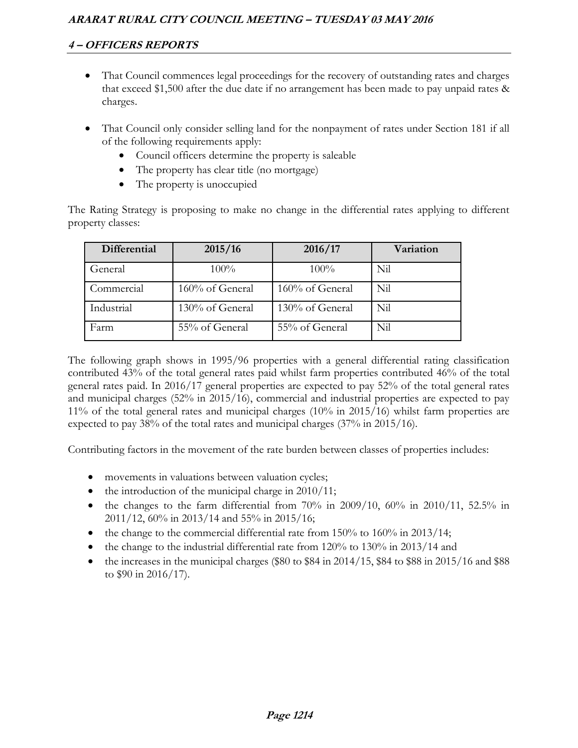- That Council commences legal proceedings for the recovery of outstanding rates and charges that exceed $1,500 after the due date if no arrangement has been made to pay unpaid rates & charges.

- That Council only consider selling land for the nonpayment of rates under Section 181 if all of the following requirements apply:
    - Council officers determine the property is saleable
    - The property has clear title (no mortgage)
    - The property is unoccupied

The Rating Strategy is proposing to make no change in the differential rates applying to different property classes:

| Differential | 2015/16 | 2016/17 | Variation |
|---|---|---|---|
| General | 100% | 100% | Nil |
| Commercial | 160% of General | 160% of General | Nil |
| Industrial | 130% of General | 130% of General | Nil |
| Farm | 55% of General | 55% of General | Nil |

The following graph shows in 1995/96 properties with a general differential rating classification contributed 43% of the total general rates paid whilst farm properties contributed 46% of the total general rates paid. In 2016/17 general properties are expected to pay 52% of the total general rates and municipal charges (52% in 2015/16), commercial and industrial properties are expected to pay 11% of the total general rates and municipal charges (10% in 2015/16) whilst farm properties are expected to pay 38% of the total rates and municipal charges (37% in 2015/16).

Contributing factors in the movement of the rate burden between classes of properties includes:

- movements in valuations between valuation cycles;
- the introduction of the municipal charge in 2010/11;
- the changes to the farm differential from 70% in 2009/10, 60% in 2010/11, 52.5% in 2011/12, 60% in 2013/14 and 55% in 2015/16;
- the change to the commercial differential rate from 150% to 160% in 2013/14;
- the change to the industrial differential rate from 120% to 130% in 2013/14 and
- the increases in the municipal charges ($80 to $84 in 2014/15, $84 to $88 in 2015/16 and $88 to $90 in 2016/17).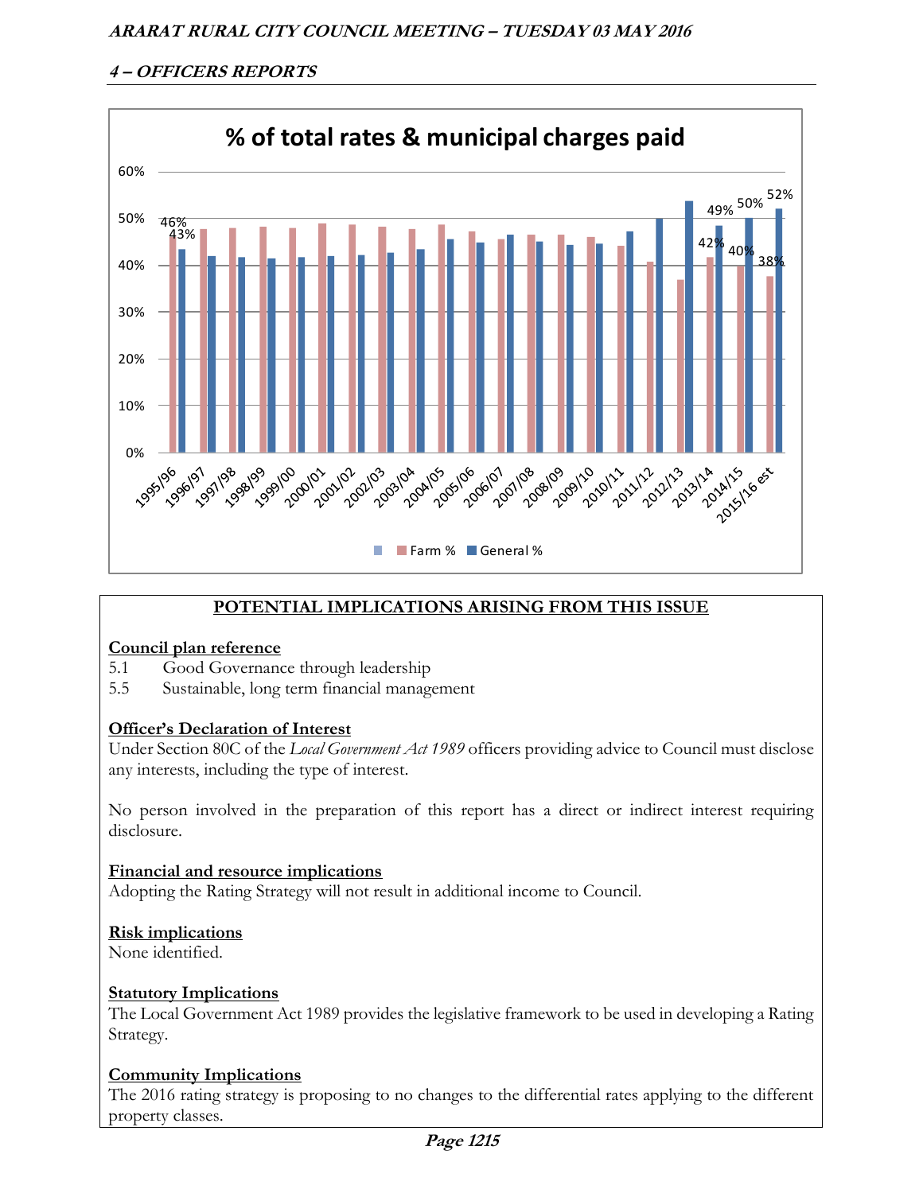## 4 – OFFICERS REPORTS

**% of total rates & municipal charges paid**

Legend: Farm % | General %

Data labels visible: 1995/96 Farm 46%, General 43%; 2013/14 Farm 42%, General 49%; 2014/15 Farm 40%, General 50%; 2015/16 est Farm 38%, General 52%

Years: 1995/96, 1996/97, 1997/98, 1998/99, 1999/00, 2000/01, 2001/02, 2002/03, 2003/04, 2004/05, 2005/06, 2006/07, 2007/08, 2008/09, 2009/10, 2010/11, 2011/12, 2012/13, 2013/14, 2014/15, 2015/16 est

### POTENTIAL IMPLICATIONS ARISING FROM THIS ISSUE

**Council plan reference**

5.1 Good Governance through leadership
5.5 Sustainable, long term financial management

**Officer's Declaration of Interest**

Under Section 80C of the *Local Government Act 1989* officers providing advice to Council must disclose any interests, including the type of interest.

No person involved in the preparation of this report has a direct or indirect interest requiring disclosure.

**Financial and resource implications**

Adopting the Rating Strategy will not result in additional income to Council.

**Risk implications**

None identified.

**Statutory Implications**

The Local Government Act 1989 provides the legislative framework to be used in developing a Rating Strategy.

**Community Implications**

The 2016 rating strategy is proposing to no changes to the differential rates applying to the different property classes.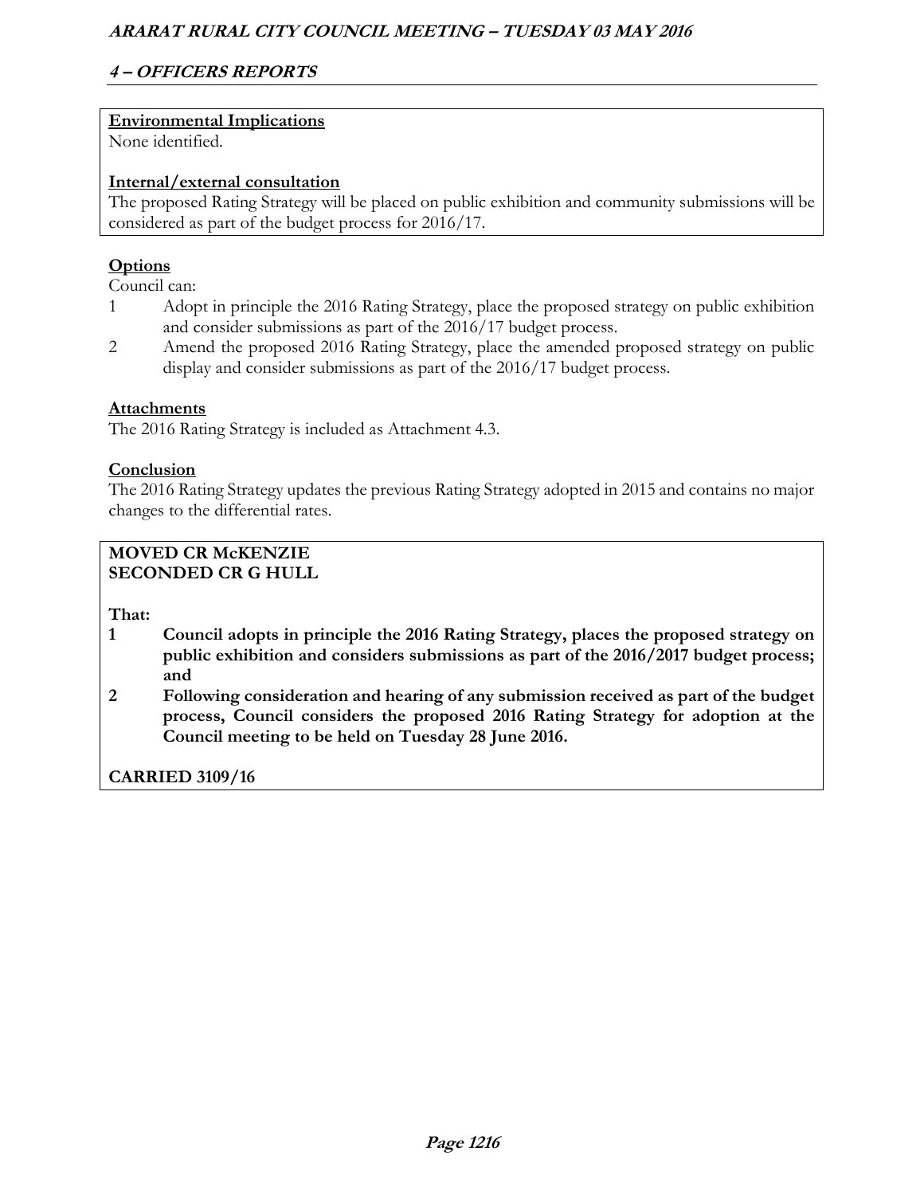**Environmental Implications**
None identified.

**Internal/external consultation**
The proposed Rating Strategy will be placed on public exhibition and community submissions will be considered as part of the budget process for 2016/17.

**Options**
Council can:

1. Adopt in principle the 2016 Rating Strategy, place the proposed strategy on public exhibition and consider submissions as part of the 2016/17 budget process.
2. Amend the proposed 2016 Rating Strategy, place the amended proposed strategy on public display and consider submissions as part of the 2016/17 budget process.

**Attachments**
The 2016 Rating Strategy is included as Attachment 4.3.

**Conclusion**
The 2016 Rating Strategy updates the previous Rating Strategy adopted in 2015 and contains no major changes to the differential rates.

**MOVED CR McKENZIE**
**SECONDED CR G HULL**

**That:**

1. **Council adopts in principle the 2016 Rating Strategy, places the proposed strategy on public exhibition and considers submissions as part of the 2016/2017 budget process; and**
2. **Following consideration and hearing of any submission received as part of the budget process, Council considers the proposed 2016 Rating Strategy for adoption at the Council meeting to be held on Tuesday 28 June 2016.**

**CARRIED 3109/16**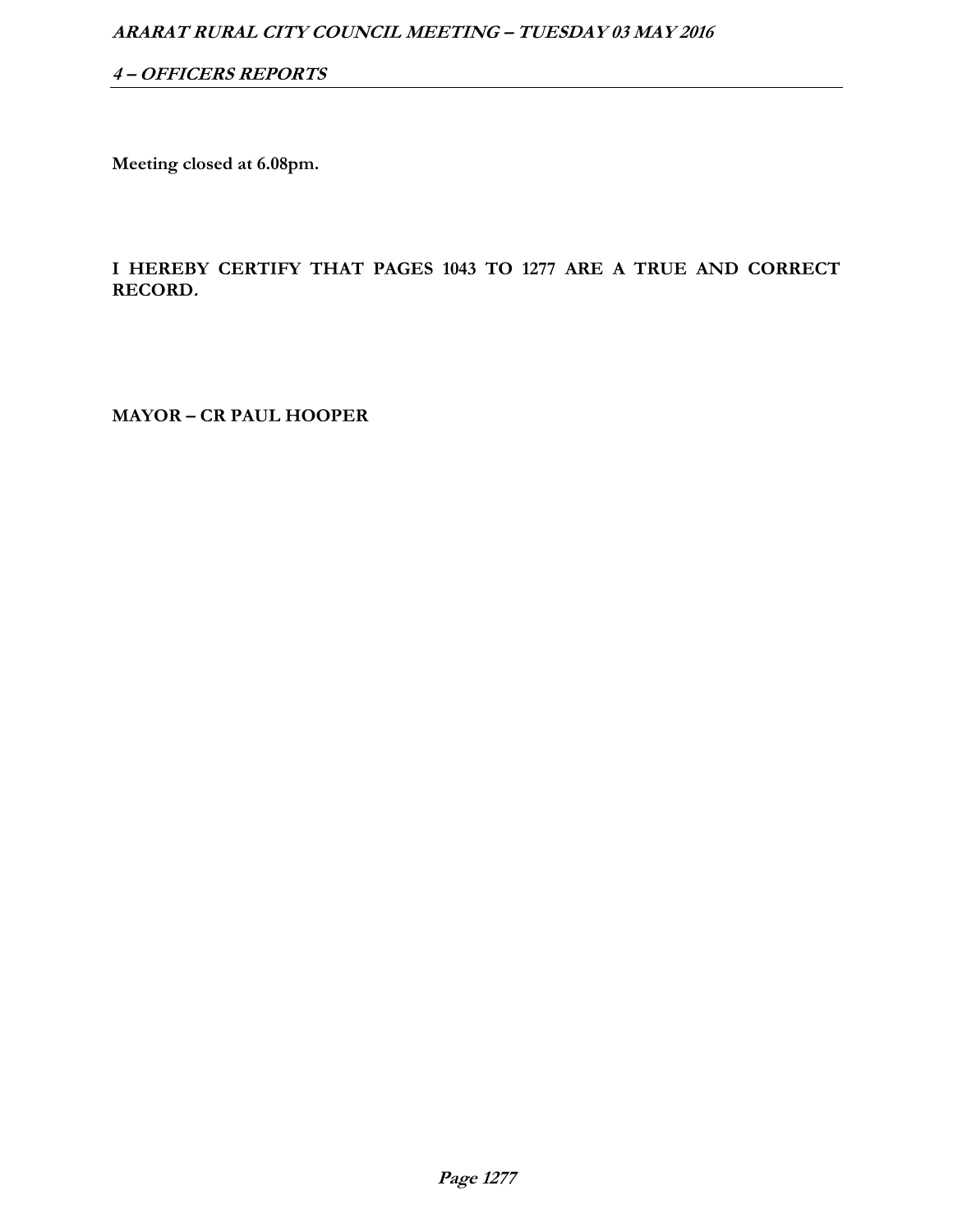**Meeting closed at 6.08pm.**

**I HEREBY CERTIFY THAT PAGES 1043 TO 1277 ARE A TRUE AND CORRECT RECORD.**

**MAYOR – CR PAUL HOOPER**